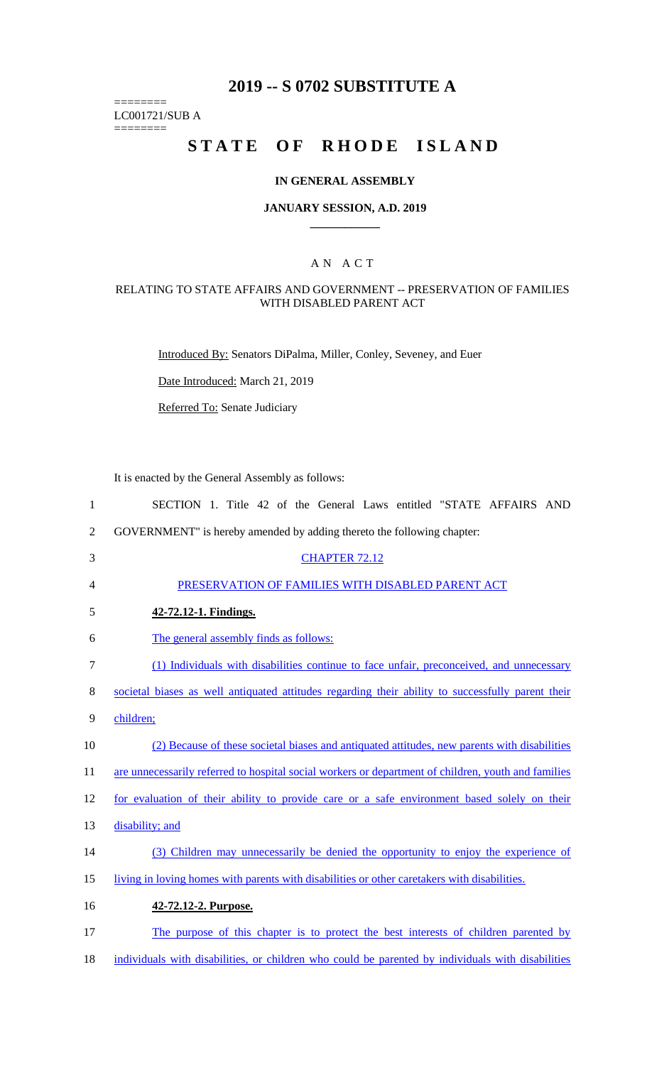# 2019 -- S 0702 SUBSTITUTE A

========
LC001721/SUB A
========

# STATE OF RHODE ISLAND

### IN GENERAL ASSEMBLY

### JANUARY SESSION, A.D. 2019

## A N A C T

### RELATING TO STATE AFFAIRS AND GOVERNMENT -- PRESERVATION OF FAMILIES WITH DISABLED PARENT ACT

Introduced By: Senators DiPalma, Miller, Conley, Seveney, and Euer

Date Introduced: March 21, 2019

Referred To: Senate Judiciary

It is enacted by the General Assembly as follows:

1 SECTION 1. Title 42 of the General Laws entitled "STATE AFFAIRS AND
2 GOVERNMENT" is hereby amended by adding thereto the following chapter:

3 CHAPTER 72.12

4 PRESERVATION OF FAMILIES WITH DISABLED PARENT ACT

5 **42-72.12-1. Findings.**

6 The general assembly finds as follows:

7 (1) Individuals with disabilities continue to face unfair, preconceived, and unnecessary
8 societal biases as well antiquated attitudes regarding their ability to successfully parent their
9 children;

10 (2) Because of these societal biases and antiquated attitudes, new parents with disabilities
11 are unnecessarily referred to hospital social workers or department of children, youth and families
12 for evaluation of their ability to provide care or a safe environment based solely on their
13 disability; and

14 (3) Children may unnecessarily be denied the opportunity to enjoy the experience of
15 living in loving homes with parents with disabilities or other caretakers with disabilities.

16 **42-72.12-2. Purpose.**

17 The purpose of this chapter is to protect the best interests of children parented by
18 individuals with disabilities, or children who could be parented by individuals with disabilities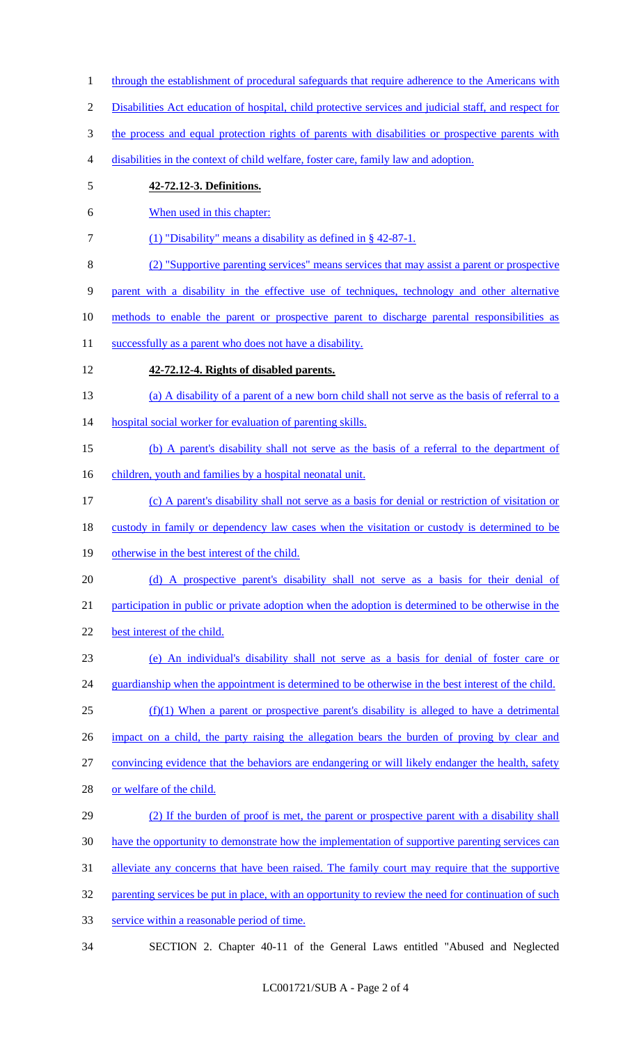through the establishment of procedural safeguards that require adherence to the Americans with Disabilities Act education of hospital, child protective services and judicial staff, and respect for the process and equal protection rights of parents with disabilities or prospective parents with disabilities in the context of child welfare, foster care, family law and adoption.

**42-72.12-3. Definitions.**

When used in this chapter:

(1) "Disability" means a disability as defined in § 42-87-1.

(2) "Supportive parenting services" means services that may assist a parent or prospective parent with a disability in the effective use of techniques, technology and other alternative methods to enable the parent or prospective parent to discharge parental responsibilities as successfully as a parent who does not have a disability.

**42-72.12-4. Rights of disabled parents.**

(a) A disability of a parent of a new born child shall not serve as the basis of referral to a hospital social worker for evaluation of parenting skills.

(b) A parent's disability shall not serve as the basis of a referral to the department of children, youth and families by a hospital neonatal unit.

(c) A parent's disability shall not serve as a basis for denial or restriction of visitation or custody in family or dependency law cases when the visitation or custody is determined to be otherwise in the best interest of the child.

(d) A prospective parent's disability shall not serve as a basis for their denial of participation in public or private adoption when the adoption is determined to be otherwise in the best interest of the child.

(e) An individual's disability shall not serve as a basis for denial of foster care or guardianship when the appointment is determined to be otherwise in the best interest of the child.

(f)(1) When a parent or prospective parent's disability is alleged to have a detrimental impact on a child, the party raising the allegation bears the burden of proving by clear and convincing evidence that the behaviors are endangering or will likely endanger the health, safety or welfare of the child.

(2) If the burden of proof is met, the parent or prospective parent with a disability shall have the opportunity to demonstrate how the implementation of supportive parenting services can alleviate any concerns that have been raised. The family court may require that the supportive parenting services be put in place, with an opportunity to review the need for continuation of such service within a reasonable period of time.

SECTION 2. Chapter 40-11 of the General Laws entitled "Abused and Neglected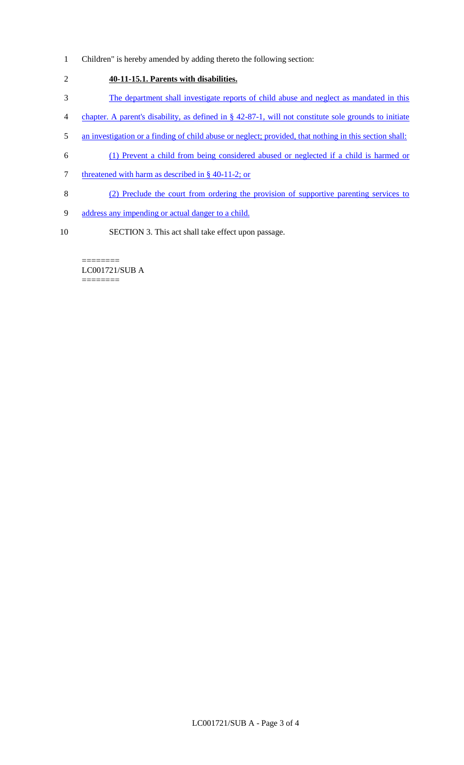Children" is hereby amended by adding thereto the following section:

**40-11-15.1. Parents with disabilities.**

The department shall investigate reports of child abuse and neglect as mandated in this chapter. A parent's disability, as defined in § 42-87-1, will not constitute sole grounds to initiate an investigation or a finding of child abuse or neglect; provided, that nothing in this section shall:

(1) Prevent a child from being considered abused or neglected if a child is harmed or threatened with harm as described in § 40-11-2; or

(2) Preclude the court from ordering the provision of supportive parenting services to address any impending or actual danger to a child.

SECTION 3. This act shall take effect upon passage.

========
LC001721/SUB A
========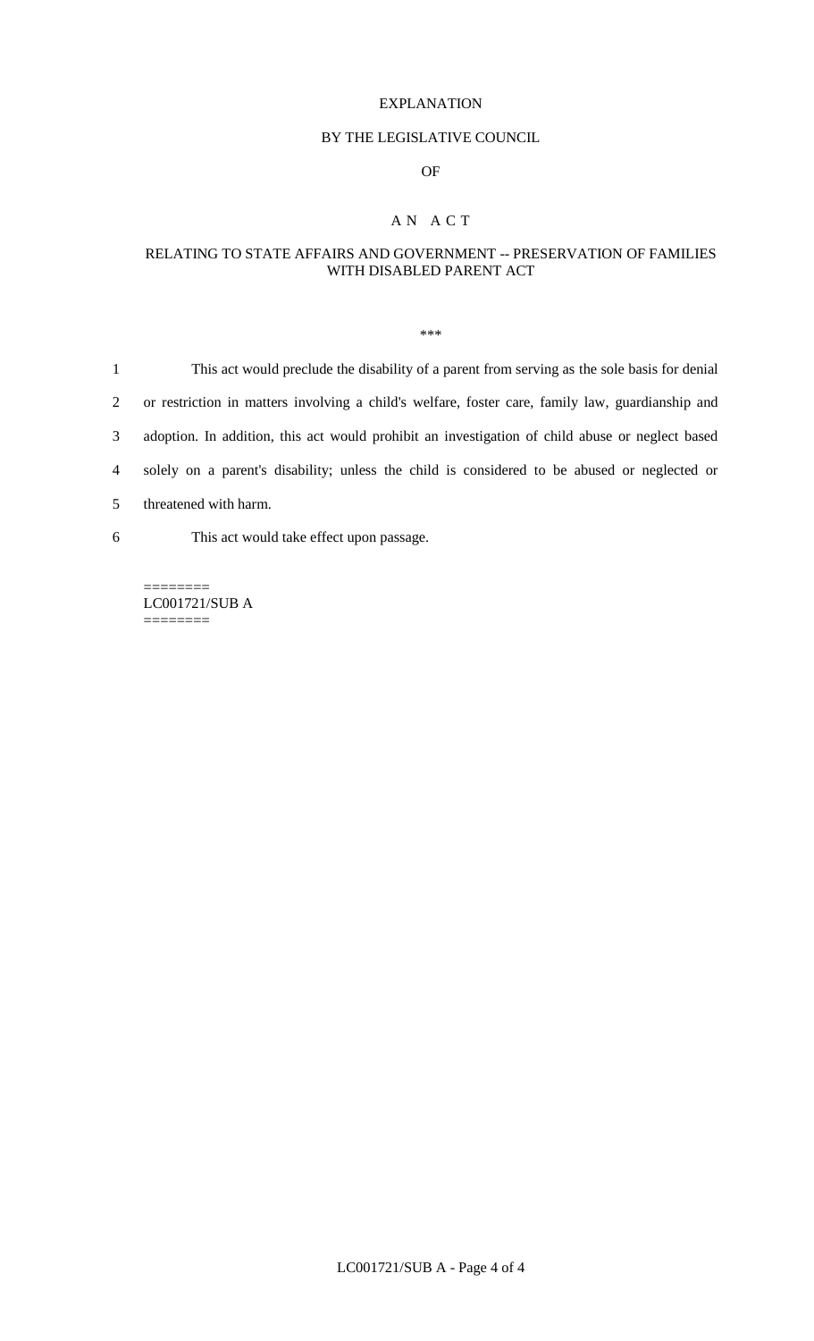EXPLANATION

BY THE LEGISLATIVE COUNCIL

OF

A N A C T

RELATING TO STATE AFFAIRS AND GOVERNMENT -- PRESERVATION OF FAMILIES WITH DISABLED PARENT ACT

\*\*\*

1 This act would preclude the disability of a parent from serving as the sole basis for denial
2 or restriction in matters involving a child's welfare, foster care, family law, guardianship and
3 adoption. In addition, this act would prohibit an investigation of child abuse or neglect based
4 solely on a parent's disability; unless the child is considered to be abused or neglected or
5 threatened with harm.

6 This act would take effect upon passage.

========
LC001721/SUB A
========